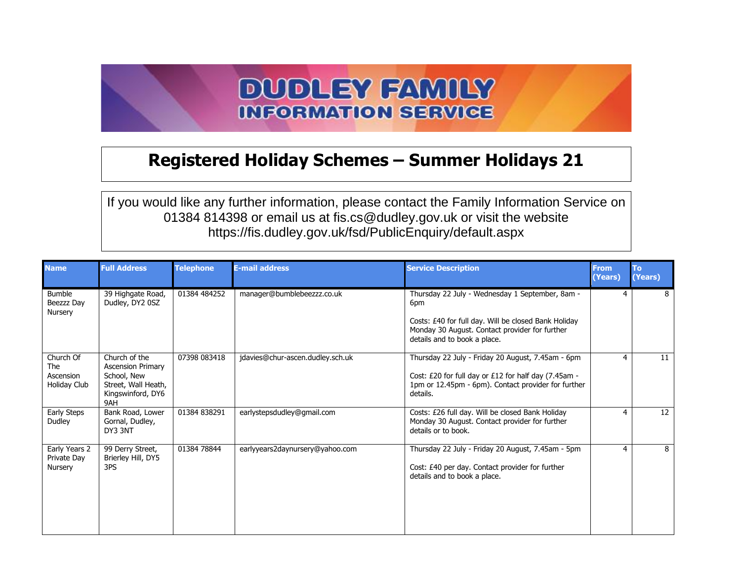# DUDLEY FAMILY INFORMATION SERVICE

## Registered Holiday Schemes – Summer Holidays 21

If you would like any further information, please contact the Family Information Service on 01384 814398 or email us at fis.cs@dudley.gov.uk or visit the website https://fis.dudley.gov.uk/fsd/PublicEnquiry/default.aspx

| Name | Full Address | Telephone | E-mail address | Service Description | From (Years) | To (Years) |
|---|---|---|---|---|---|---|
| Bumble Beezzz Day Nursery | 39 Highgate Road, Dudley, DY2 0SZ | 01384 484252 | manager@bumblebeezzz.co.uk | Thursday 22 July - Wednesday 1 September, 8am - 6pm<br><br>Costs: £40 for full day. Will be closed Bank Holiday Monday 30 August. Contact provider for further details and to book a place. | 4 | 8 |
| Church Of The Ascension Holiday Club | Church of the Ascension Primary School, New Street, Wall Heath, Kingswinford, DY6 9AH | 07398 083418 | jdavies@chur-ascen.dudley.sch.uk | Thursday 22 July - Friday 20 August, 7.45am - 6pm<br><br>Cost: £20 for full day or £12 for half day (7.45am - 1pm or 12.45pm - 6pm). Contact provider for further details. | 4 | 11 |
| Early Steps Dudley | Bank Road, Lower Gornal, Dudley, DY3 3NT | 01384 838291 | earlystepsdudley@gmail.com | Costs: £26 full day. Will be closed Bank Holiday Monday 30 August. Contact provider for further details or to book. | 4 | 12 |
| Early Years 2 Private Day Nursery | 99 Derry Street, Brierley Hill, DY5 3PS | 01384 78844 | earlyyears2daynursery@yahoo.com | Thursday 22 July - Friday 20 August, 7.45am - 5pm<br><br>Cost: £40 per day. Contact provider for further details and to book a place. | 4 | 8 |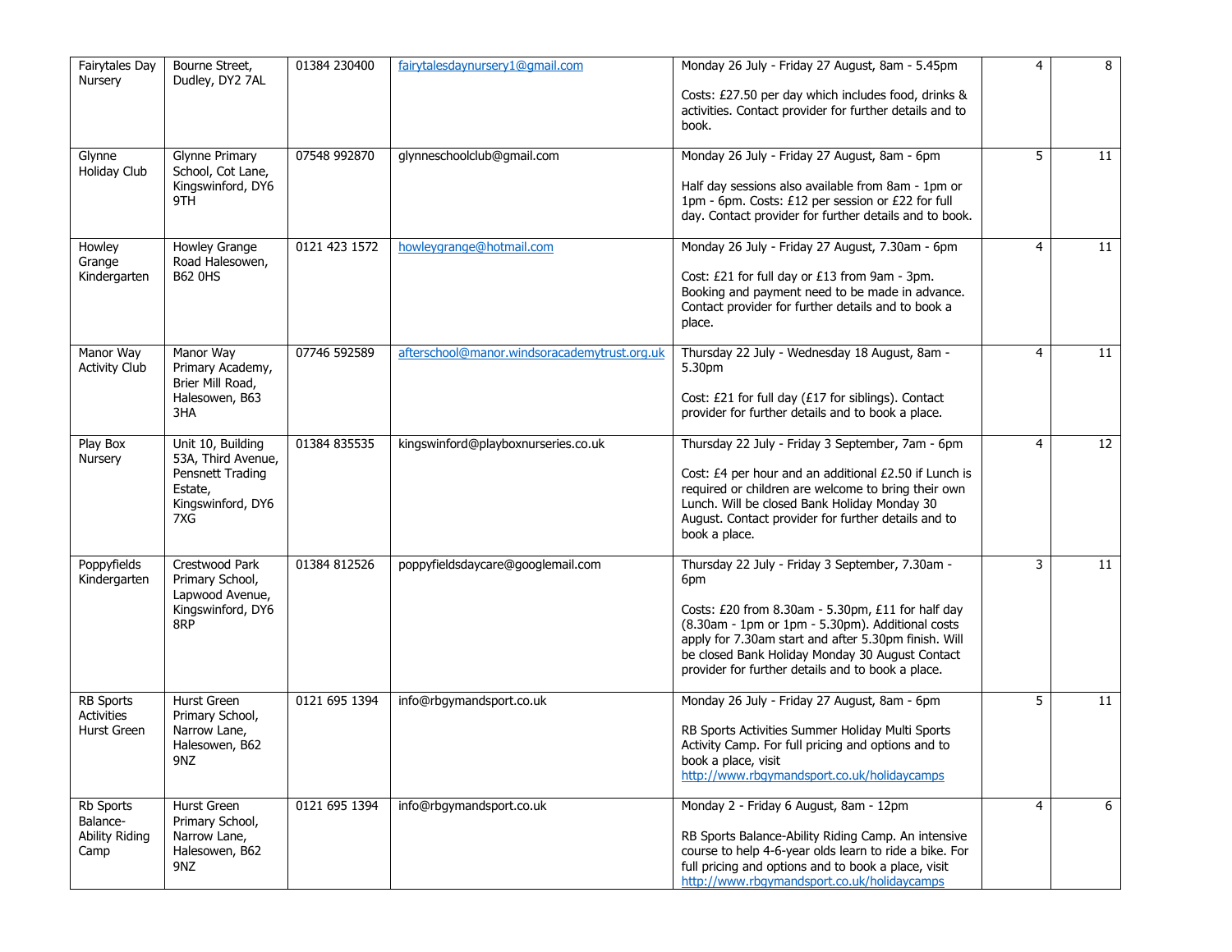| | | | | | | |
|---|---|---|---|---|---|---|
| Fairytales Day Nursery | Bourne Street, Dudley, DY2 7AL | 01384 230400 | fairytalesdaynursery1@gmail.com | Monday 26 July - Friday 27 August, 8am - 5.45pm<br><br>Costs: £27.50 per day which includes food, drinks & activities. Contact provider for further details and to book. | 4 | 8 |
| Glynne Holiday Club | Glynne Primary School, Cot Lane, Kingswinford, DY6 9TH | 07548 992870 | glynneschoolclub@gmail.com | Monday 26 July - Friday 27 August, 8am - 6pm<br><br>Half day sessions also available from 8am - 1pm or 1pm - 6pm. Costs: £12 per session or £22 for full day. Contact provider for further details and to book. | 5 | 11 |
| Howley Grange Kindergarten | Howley Grange Road Halesowen, B62 0HS | 0121 423 1572 | howleygrange@hotmail.com | Monday 26 July - Friday 27 August, 7.30am - 6pm<br><br>Cost: £21 for full day or £13 from 9am - 3pm. Booking and payment need to be made in advance. Contact provider for further details and to book a place. | 4 | 11 |
| Manor Way Activity Club | Manor Way Primary Academy, Brier Mill Road, Halesowen, B63 3HA | 07746 592589 | afterschool@manor.windsoracademytrust.org.uk | Thursday 22 July - Wednesday 18 August, 8am - 5.30pm<br><br>Cost: £21 for full day (£17 for siblings). Contact provider for further details and to book a place. | 4 | 11 |
| Play Box Nursery | Unit 10, Building 53A, Third Avenue, Pensnett Trading Estate, Kingswinford, DY6 7XG | 01384 835535 | kingswinford@playboxnurseries.co.uk | Thursday 22 July - Friday 3 September, 7am - 6pm<br><br>Cost: £4 per hour and an additional £2.50 if Lunch is required or children are welcome to bring their own Lunch. Will be closed Bank Holiday Monday 30 August. Contact provider for further details and to book a place. | 4 | 12 |
| Poppyfields Kindergarten | Crestwood Park Primary School, Lapwood Avenue, Kingswinford, DY6 8RP | 01384 812526 | poppyfieldsdaycare@googlemail.com | Thursday 22 July - Friday 3 September, 7.30am - 6pm<br><br>Costs: £20 from 8.30am - 5.30pm, £11 for half day (8.30am - 1pm or 1pm - 5.30pm). Additional costs apply for 7.30am start and after 5.30pm finish. Will be closed Bank Holiday Monday 30 August Contact provider for further details and to book a place. | 3 | 11 |
| RB Sports Activities Hurst Green | Hurst Green Primary School, Narrow Lane, Halesowen, B62 9NZ | 0121 695 1394 | info@rbgymandsport.co.uk | Monday 26 July - Friday 27 August, 8am - 6pm<br><br>RB Sports Activities Summer Holiday Multi Sports Activity Camp. For full pricing and options and to book a place, visit http://www.rbgymandsport.co.uk/holidaycamps | 5 | 11 |
| Rb Sports Balance-Ability Riding Camp | Hurst Green Primary School, Narrow Lane, Halesowen, B62 9NZ | 0121 695 1394 | info@rbgymandsport.co.uk | Monday 2 - Friday 6 August, 8am - 12pm<br><br>RB Sports Balance-Ability Riding Camp. An intensive course to help 4-6-year olds learn to ride a bike. For full pricing and options and to book a place, visit http://www.rbgymandsport.co.uk/holidaycamps | 4 | 6 |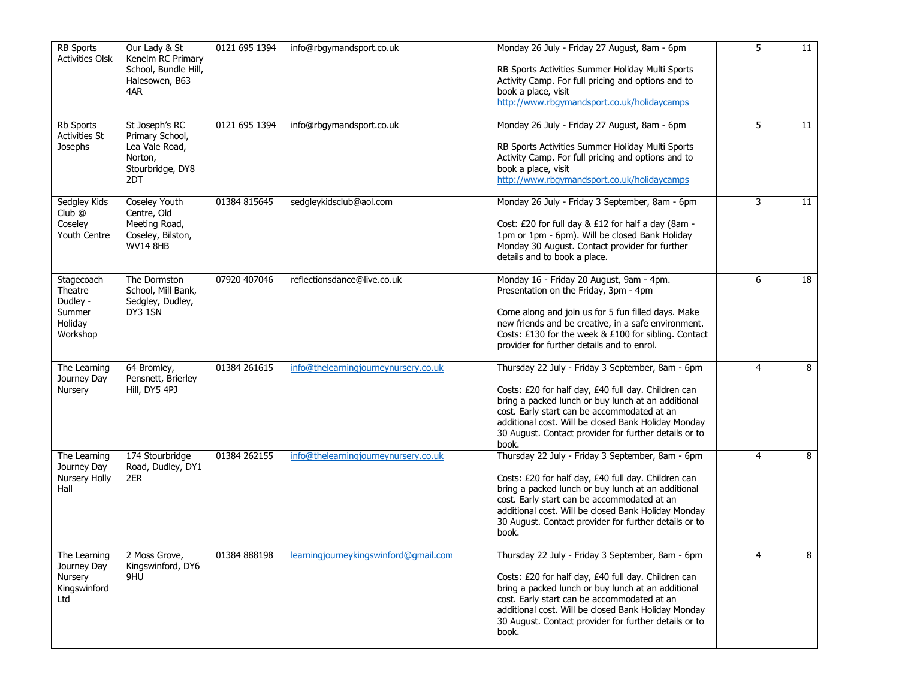| | | | | | | |
|---|---|---|---|---|---|---|
| RB Sports Activities Olsk | Our Lady & St Kenelm RC Primary School, Bundle Hill, Halesowen, B63 4AR | 0121 695 1394 | info@rbgymandsport.co.uk | Monday 26 July - Friday 27 August, 8am - 6pm<br><br>RB Sports Activities Summer Holiday Multi Sports Activity Camp. For full pricing and options and to book a place, visit http://www.rbgymandsport.co.uk/holidaycamps | 5 | 11 |
| Rb Sports Activities St Josephs | St Joseph's RC Primary School, Lea Vale Road, Norton, Stourbridge, DY8 2DT | 0121 695 1394 | info@rbgymandsport.co.uk | Monday 26 July - Friday 27 August, 8am - 6pm<br><br>RB Sports Activities Summer Holiday Multi Sports Activity Camp. For full pricing and options and to book a place, visit http://www.rbgymandsport.co.uk/holidaycamps | 5 | 11 |
| Sedgley Kids Club @ Coseley Youth Centre | Coseley Youth Centre, Old Meeting Road, Coseley, Bilston, WV14 8HB | 01384 815645 | sedgleykidsclub@aol.com | Monday 26 July - Friday 3 September, 8am - 6pm<br><br>Cost: £20 for full day & £12 for half a day (8am - 1pm or 1pm - 6pm). Will be closed Bank Holiday Monday 30 August. Contact provider for further details and to book a place. | 3 | 11 |
| Stagecoach Theatre Dudley - Summer Holiday Workshop | The Dormston School, Mill Bank, Sedgley, Dudley, DY3 1SN | 07920 407046 | reflectionsdance@live.co.uk | Monday 16 - Friday 20 August, 9am - 4pm. Presentation on the Friday, 3pm - 4pm<br><br>Come along and join us for 5 fun filled days. Make new friends and be creative, in a safe environment. Costs: £130 for the week & £100 for sibling. Contact provider for further details and to enrol. | 6 | 18 |
| The Learning Journey Day Nursery | 64 Bromley, Pensnett, Brierley Hill, DY5 4PJ | 01384 261615 | info@thelearningjourneynursery.co.uk | Thursday 22 July - Friday 3 September, 8am - 6pm<br><br>Costs: £20 for half day, £40 full day. Children can bring a packed lunch or buy lunch at an additional cost. Early start can be accommodated at an additional cost. Will be closed Bank Holiday Monday 30 August. Contact provider for further details or to book. | 4 | 8 |
| The Learning Journey Day Nursery Holly Hall | 174 Stourbridge Road, Dudley, DY1 2ER | 01384 262155 | info@thelearningjourneynursery.co.uk | Thursday 22 July - Friday 3 September, 8am - 6pm<br><br>Costs: £20 for half day, £40 full day. Children can bring a packed lunch or buy lunch at an additional cost. Early start can be accommodated at an additional cost. Will be closed Bank Holiday Monday 30 August. Contact provider for further details or to book. | 4 | 8 |
| The Learning Journey Day Nursery Kingswinford Ltd | 2 Moss Grove, Kingswinford, DY6 9HU | 01384 888198 | learningjourneykingswinford@gmail.com | Thursday 22 July - Friday 3 September, 8am - 6pm<br><br>Costs: £20 for half day, £40 full day. Children can bring a packed lunch or buy lunch at an additional cost. Early start can be accommodated at an additional cost. Will be closed Bank Holiday Monday 30 August. Contact provider for further details or to book. | 4 | 8 |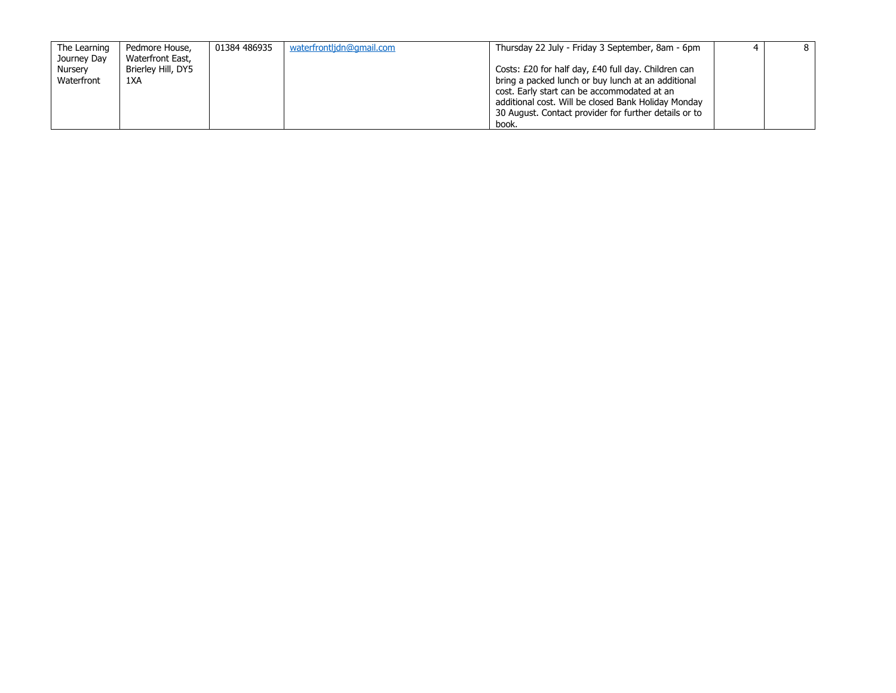| | | | | | | |
|---|---|---|---|---|---|---|
| The Learning Journey Day Nursery Waterfront | Pedmore House, Waterfront East, Brierley Hill, DY5 1XA | 01384 486935 | waterfrontljdn@gmail.com | Thursday 22 July - Friday 3 September, 8am - 6pm<br><br>Costs: £20 for half day, £40 full day. Children can bring a packed lunch or buy lunch at an additional cost. Early start can be accommodated at an additional cost. Will be closed Bank Holiday Monday 30 August. Contact provider for further details or to book. | 4 | 8 |